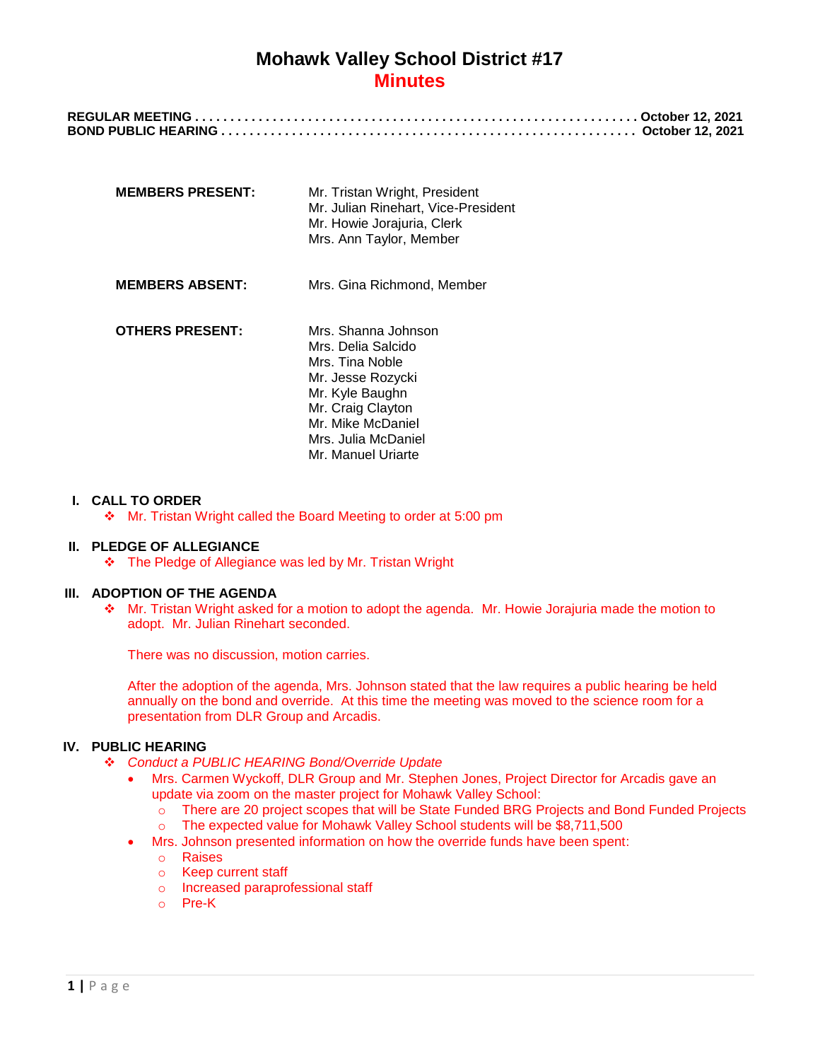# Mohawk Valley School District #17
## Minutes

**REGULAR MEETING . . . . . . . . . . . . . . . . . . . . . . . . . . . . . . . . . . . . . . . . . . . . . . . . . . . . . . . . . . . . . . October 12, 2021**
**BOND PUBLIC HEARING . . . . . . . . . . . . . . . . . . . . . . . . . . . . . . . . . . . . . . . . . . . . . . . . . . . . . . . . . . . October 12, 2021**

| | |
|---|---|
| **MEMBERS PRESENT:** | Mr. Tristan Wright, President<br>Mr. Julian Rinehart, Vice-President<br>Mr. Howie Jorajuria, Clerk<br>Mrs. Ann Taylor, Member |
| **MEMBERS ABSENT:** | Mrs. Gina Richmond, Member |
| **OTHERS PRESENT:** | Mrs. Shanna Johnson<br>Mrs. Delia Salcido<br>Mrs. Tina Noble<br>Mr. Jesse Rozycki<br>Mr. Kyle Baughn<br>Mr. Craig Clayton<br>Mr. Mike McDaniel<br>Mrs. Julia McDaniel<br>Mr. Manuel Uriarte |

### I. CALL TO ORDER

- Mr. Tristan Wright called the Board Meeting to order at 5:00 pm

### II. PLEDGE OF ALLEGIANCE

- The Pledge of Allegiance was led by Mr. Tristan Wright

### III. ADOPTION OF THE AGENDA

- Mr. Tristan Wright asked for a motion to adopt the agenda. Mr. Howie Jorajuria made the motion to adopt. Mr. Julian Rinehart seconded.

  There was no discussion, motion carries.

  After the adoption of the agenda, Mrs. Johnson stated that the law requires a public hearing be held annually on the bond and override. At this time the meeting was moved to the science room for a presentation from DLR Group and Arcadis.

### IV. PUBLIC HEARING

- *Conduct a PUBLIC HEARING Bond/Override Update*
  - Mrs. Carmen Wyckoff, DLR Group and Mr. Stephen Jones, Project Director for Arcadis gave an update via zoom on the master project for Mohawk Valley School:
    - There are 20 project scopes that will be State Funded BRG Projects and Bond Funded Projects
    - The expected value for Mohawk Valley School students will be $8,711,500
  - Mrs. Johnson presented information on how the override funds have been spent:
    - Raises
    - Keep current staff
    - Increased paraprofessional staff
    - Pre-K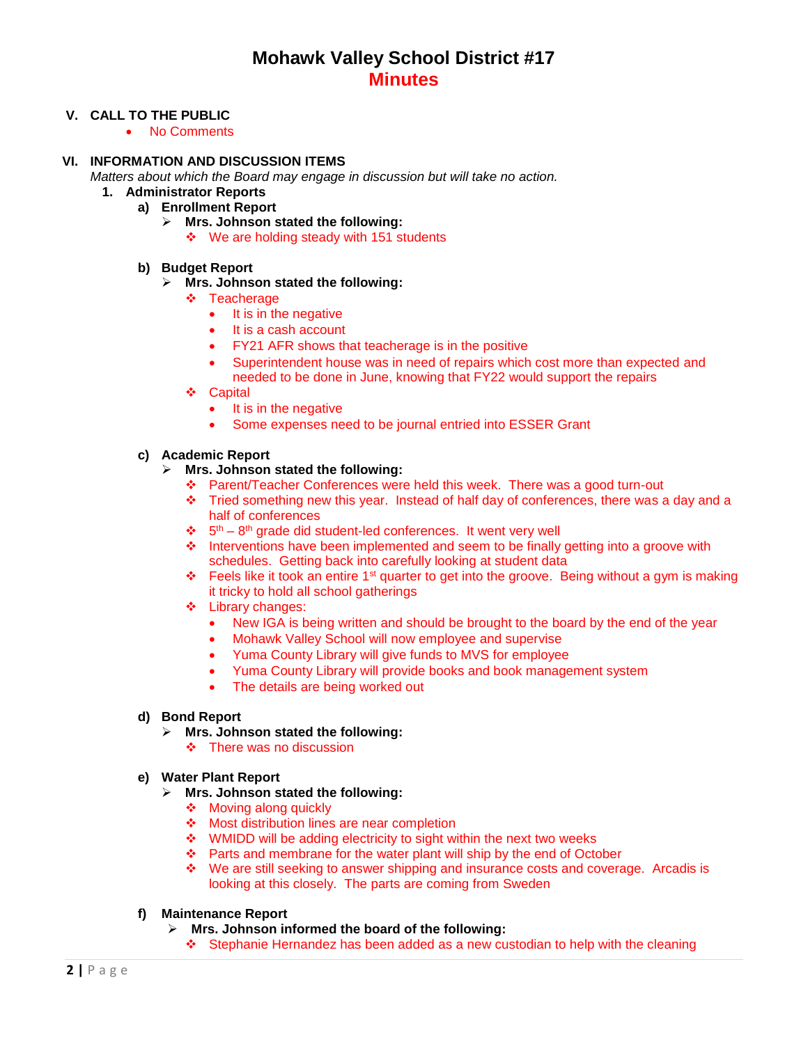# Mohawk Valley School District #17
## Minutes

### V. CALL TO THE PUBLIC

- No Comments

### VI. INFORMATION AND DISCUSSION ITEMS

*Matters about which the Board may engage in discussion but will take no action.*

**1. Administrator Reports**

**a) Enrollment Report**

- **Mrs. Johnson stated the following:**
  - We are holding steady with 151 students

**b) Budget Report**

- **Mrs. Johnson stated the following:**
  - Teacherage
    - It is in the negative
    - It is a cash account
    - FY21 AFR shows that teacherage is in the positive
    - Superintendent house was in need of repairs which cost more than expected and needed to be done in June, knowing that FY22 would support the repairs
  - Capital
    - It is in the negative
    - Some expenses need to be journal entried into ESSER Grant

**c) Academic Report**

- **Mrs. Johnson stated the following:**
  - Parent/Teacher Conferences were held this week. There was a good turn-out
  - Tried something new this year. Instead of half day of conferences, there was a day and a half of conferences
  - 5th – 8th grade did student-led conferences. It went very well
  - Interventions have been implemented and seem to be finally getting into a groove with schedules. Getting back into carefully looking at student data
  - Feels like it took an entire 1st quarter to get into the groove. Being without a gym is making it tricky to hold all school gatherings
  - Library changes:
    - New IGA is being written and should be brought to the board by the end of the year
    - Mohawk Valley School will now employee and supervise
    - Yuma County Library will give funds to MVS for employee
    - Yuma County Library will provide books and book management system
    - The details are being worked out

**d) Bond Report**

- **Mrs. Johnson stated the following:**
  - There was no discussion

**e) Water Plant Report**

- **Mrs. Johnson stated the following:**
  - Moving along quickly
  - Most distribution lines are near completion
  - WMIDD will be adding electricity to sight within the next two weeks
  - Parts and membrane for the water plant will ship by the end of October
  - We are still seeking to answer shipping and insurance costs and coverage. Arcadis is looking at this closely. The parts are coming from Sweden

**f) Maintenance Report**

- **Mrs. Johnson informed the board of the following:**
  - Stephanie Hernandez has been added as a new custodian to help with the cleaning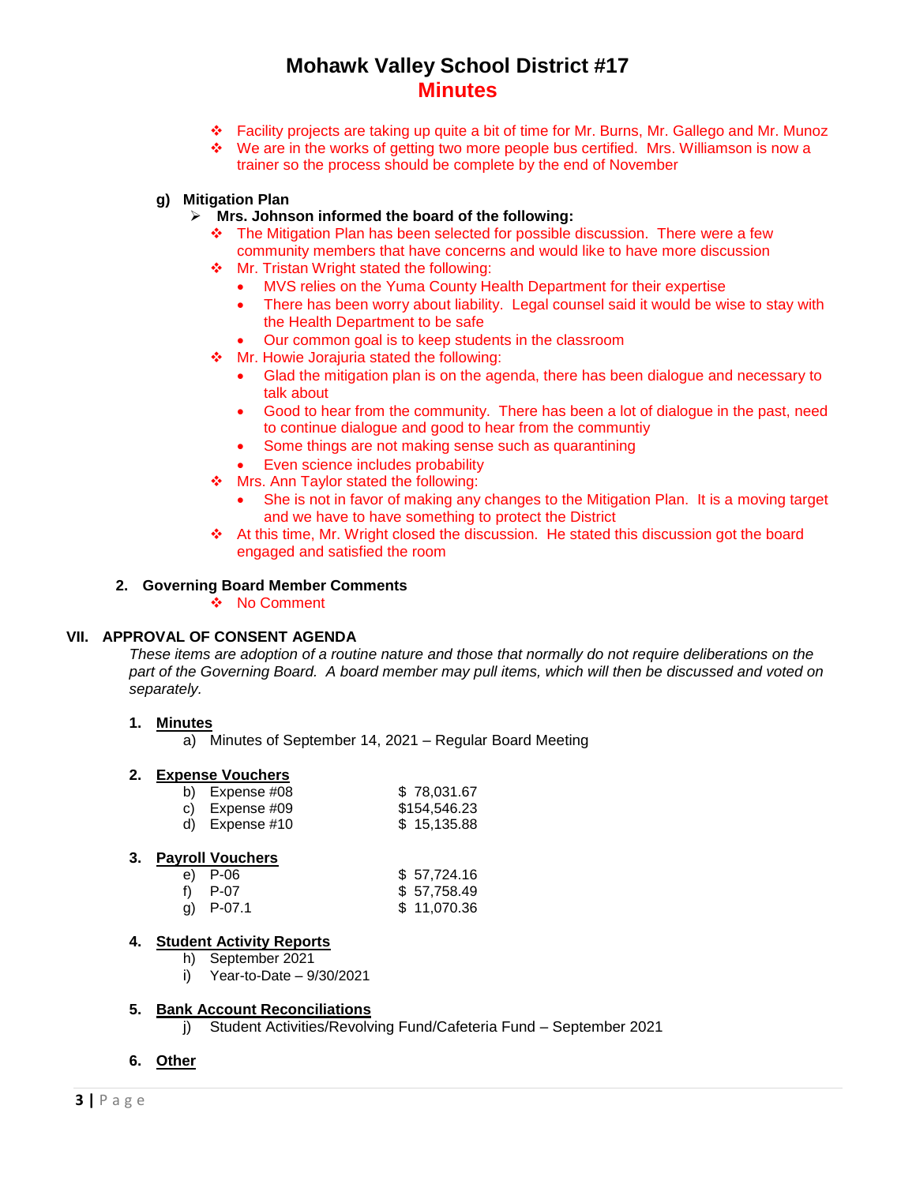- Facility projects are taking up quite a bit of time for Mr. Burns, Mr. Gallego and Mr. Munoz
- We are in the works of getting two more people bus certified. Mrs. Williamson is now a trainer so the process should be complete by the end of November

**g) Mitigation Plan**

- **Mrs. Johnson informed the board of the following:**
  - The Mitigation Plan has been selected for possible discussion. There were a few community members that have concerns and would like to have more discussion
  - Mr. Tristan Wright stated the following:
    - MVS relies on the Yuma County Health Department for their expertise
    - There has been worry about liability. Legal counsel said it would be wise to stay with the Health Department to be safe
    - Our common goal is to keep students in the classroom
  - Mr. Howie Jorajuria stated the following:
    - Glad the mitigation plan is on the agenda, there has been dialogue and necessary to talk about
    - Good to hear from the community. There has been a lot of dialogue in the past, need to continue dialogue and good to hear from the communtiy
    - Some things are not making sense such as quarantining
    - Even science includes probability
  - Mrs. Ann Taylor stated the following:
    - She is not in favor of making any changes to the Mitigation Plan. It is a moving target and we have to have something to protect the District
  - At this time, Mr. Wright closed the discussion. He stated this discussion got the board engaged and satisfied the room

**2. Governing Board Member Comments**

- No Comment

## VII. APPROVAL OF CONSENT AGENDA

*These items are adoption of a routine nature and those that normally do not require deliberations on the part of the Governing Board. A board member may pull items, which will then be discussed and voted on separately.*

**1. Minutes**

a) Minutes of September 14, 2021 – Regular Board Meeting

**2. Expense Vouchers**

| | | |
|---|---|---|
| b) | Expense #08 | $ 78,031.67 |
| c) | Expense #09 | $154,546.23 |
| d) | Expense #10 | $ 15,135.88 |

**3. Payroll Vouchers**

| | | |
|---|---|---|
| e) | P-06 | $ 57,724.16 |
| f) | P-07 | $ 57,758.49 |
| g) | P-07.1 | $ 11,070.36 |

**4. Student Activity Reports**

h) September 2021

i) Year-to-Date – 9/30/2021

**5. Bank Account Reconciliations**

j) Student Activities/Revolving Fund/Cafeteria Fund – September 2021

**6. Other**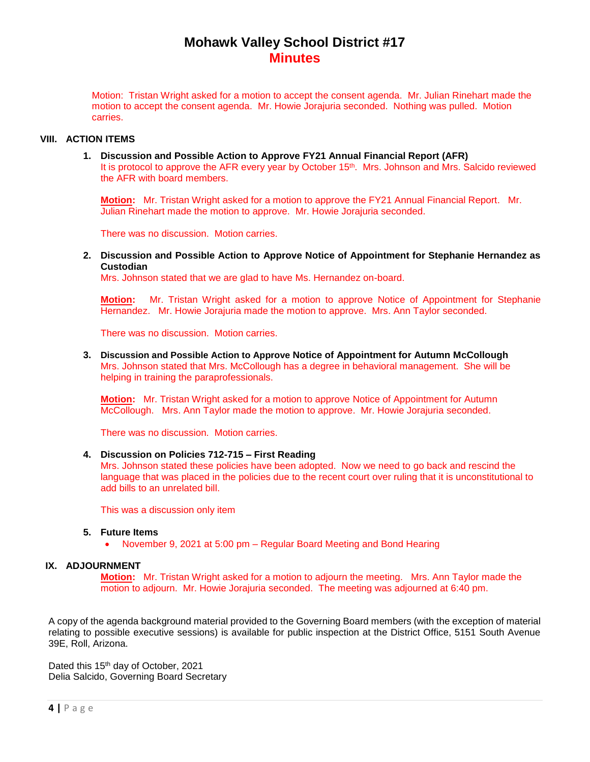# Mohawk Valley School District #17
## Minutes

Motion: Tristan Wright asked for a motion to accept the consent agenda. Mr. Julian Rinehart made the motion to accept the consent agenda. Mr. Howie Jorajuria seconded. Nothing was pulled. Motion carries.

### VIII. ACTION ITEMS

1. **Discussion and Possible Action to Approve FY21 Annual Financial Report (AFR)**
   It is protocol to approve the AFR every year by October 15th. Mrs. Johnson and Mrs. Salcido reviewed the AFR with board members.

   **Motion:** Mr. Tristan Wright asked for a motion to approve the FY21 Annual Financial Report. Mr. Julian Rinehart made the motion to approve. Mr. Howie Jorajuria seconded.

   There was no discussion. Motion carries.

2. **Discussion and Possible Action to Approve Notice of Appointment for Stephanie Hernandez as Custodian**
   Mrs. Johnson stated that we are glad to have Ms. Hernandez on-board.

   **Motion:** Mr. Tristan Wright asked for a motion to approve Notice of Appointment for Stephanie Hernandez. Mr. Howie Jorajuria made the motion to approve. Mrs. Ann Taylor seconded.

   There was no discussion. Motion carries.

3. **Discussion and Possible Action to Approve Notice of Appointment for Autumn McCollough**
   Mrs. Johnson stated that Mrs. McCollough has a degree in behavioral management. She will be helping in training the paraprofessionals.

   **Motion:** Mr. Tristan Wright asked for a motion to approve Notice of Appointment for Autumn McCollough. Mrs. Ann Taylor made the motion to approve. Mr. Howie Jorajuria seconded.

   There was no discussion. Motion carries.

4. **Discussion on Policies 712-715 – First Reading**
   Mrs. Johnson stated these policies have been adopted. Now we need to go back and rescind the language that was placed in the policies due to the recent court over ruling that it is unconstitutional to add bills to an unrelated bill.

   This was a discussion only item

5. **Future Items**
   - November 9, 2021 at 5:00 pm – Regular Board Meeting and Bond Hearing

### IX. ADJOURNMENT

**Motion:** Mr. Tristan Wright asked for a motion to adjourn the meeting. Mrs. Ann Taylor made the motion to adjourn. Mr. Howie Jorajuria seconded. The meeting was adjourned at 6:40 pm.

A copy of the agenda background material provided to the Governing Board members (with the exception of material relating to possible executive sessions) is available for public inspection at the District Office, 5151 South Avenue 39E, Roll, Arizona.

Dated this 15th day of October, 2021
Delia Salcido, Governing Board Secretary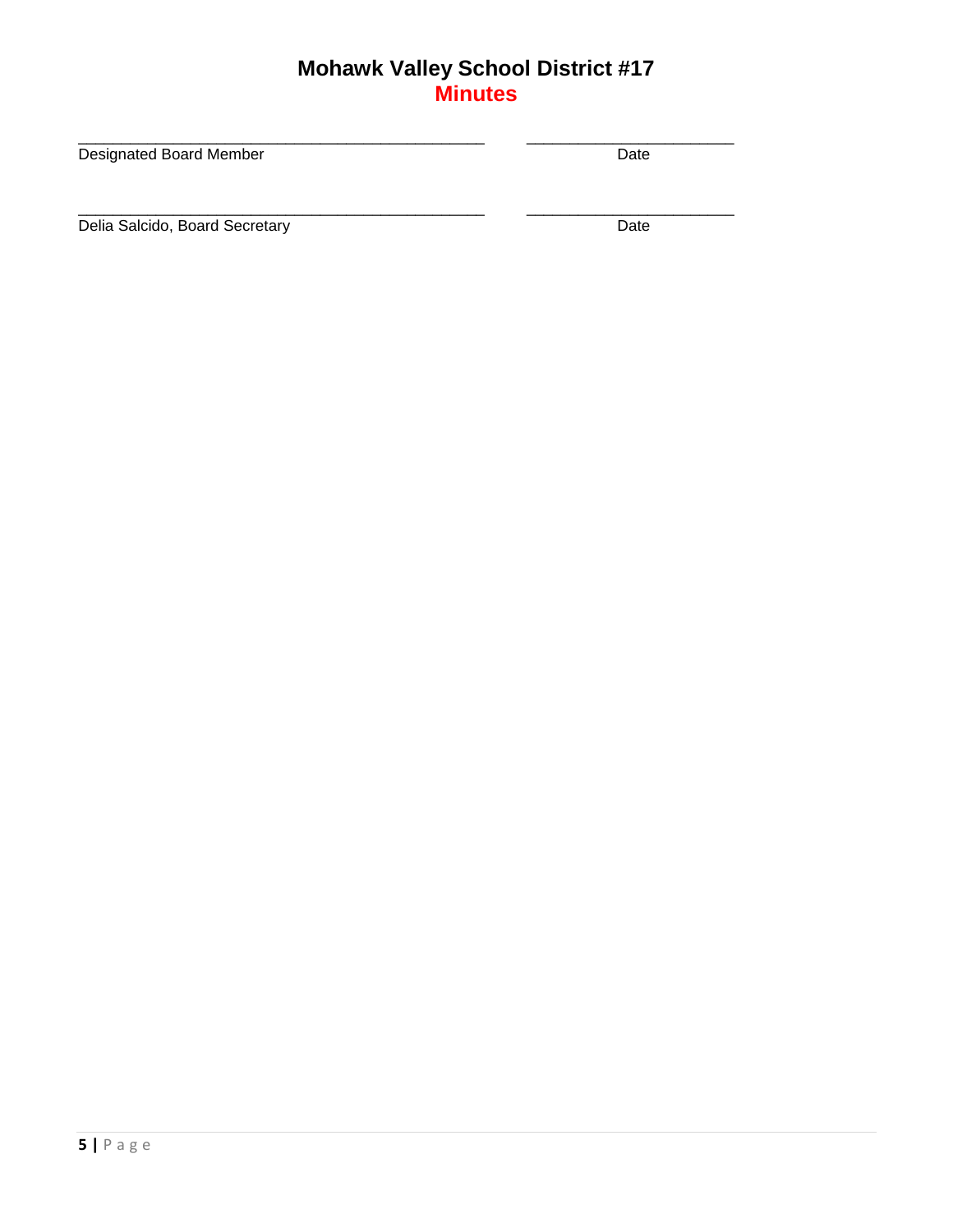# Mohawk Valley School District #17
## Minutes

\_\_\_\_\_\_\_\_\_\_\_\_\_\_\_\_\_\_\_\_\_\_\_\_\_\_\_\_\_\_\_\_\_\_\_\_\_\_\_\_\_\_\_\_\_\_\_\_ \_\_\_\_\_\_\_\_\_\_\_\_\_\_\_\_\_\_\_\_\_\_\_\_\_
Designated Board Member Date

\_\_\_\_\_\_\_\_\_\_\_\_\_\_\_\_\_\_\_\_\_\_\_\_\_\_\_\_\_\_\_\_\_\_\_\_\_\_\_\_\_\_\_\_\_\_\_\_ \_\_\_\_\_\_\_\_\_\_\_\_\_\_\_\_\_\_\_\_\_\_\_\_\_
Delia Salcido, Board Secretary Date